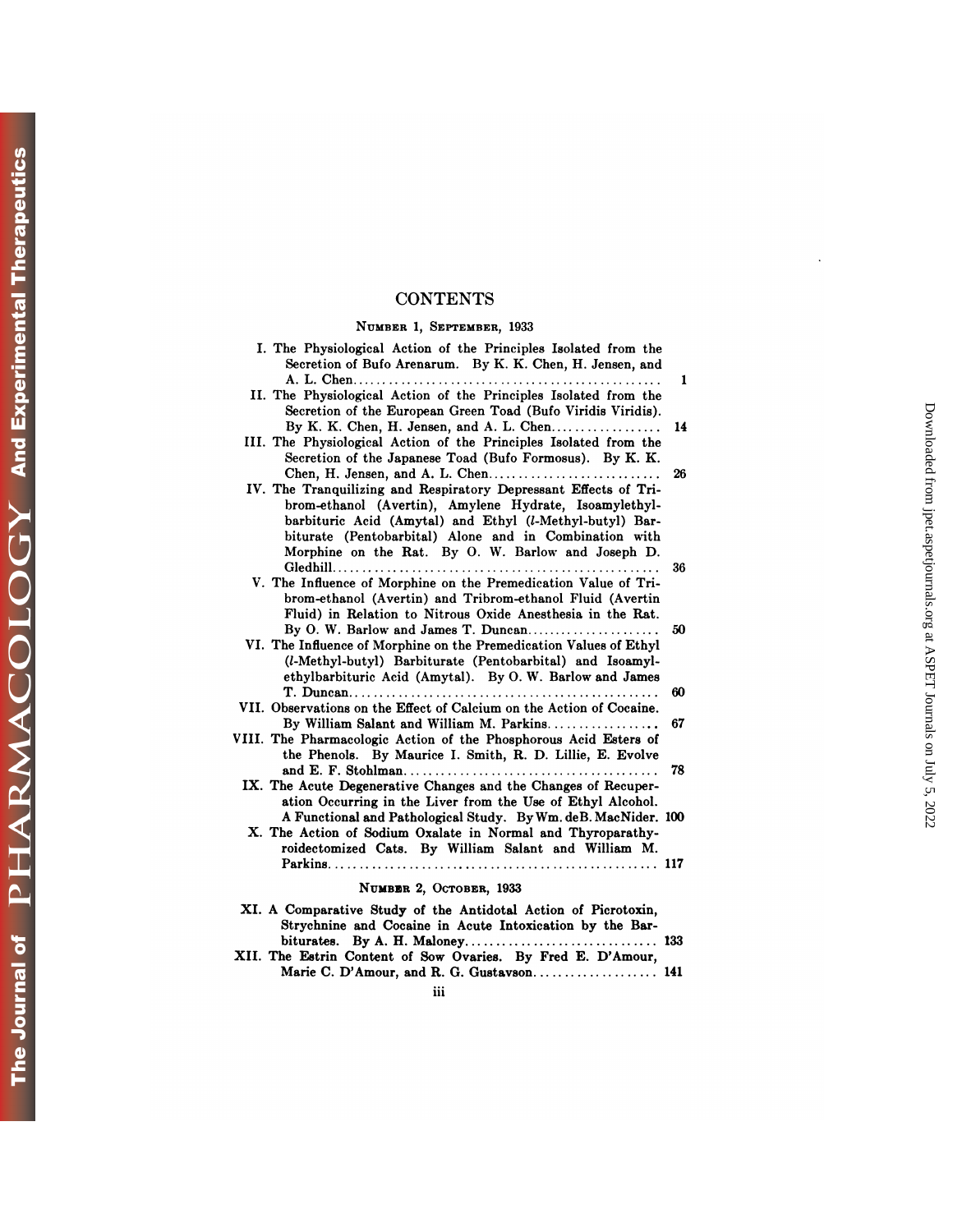# CONTENTS

## NUMBER 1, SEPTEMBER, 1933

I. The Physiological Action of the Principles Isolated from the Secretion of Bufo Arenarum. By K. K. Chen, H. Jensen, and A. L. Chen .......... 1

II. The Physiological Action of the Principles Isolated from the Secretion of the European Green Toad (Bufo Viridis Viridis). By K. K. Chen, H. Jensen, and A. L. Chen .......... 14

III. The Physiological Action of the Principles Isolated from the Secretion of the Japanese Toad (Bufo Formosus). By K. K. Chen, H. Jensen, and A. L. Chen .......... 26

IV. The Tranquilizing and Respiratory Depressant Effects of Tribrom-ethanol (Avertin), Amylene Hydrate, Isoamylethylbarbituric Acid (Amytal) and Ethyl (*l*-Methyl-butyl) Barbiturate (Pentobarbital) Alone and in Combination with Morphine on the Rat. By O. W. Barlow and Joseph D. Gledhill .......... 36

V. The Influence of Morphine on the Premedication Value of Tribrom-ethanol (Avertin) and Tribrom-ethanol Fluid (Avertin Fluid) in Relation to Nitrous Oxide Anesthesia in the Rat. By O. W. Barlow and James T. Duncan .......... 50

VI. The Influence of Morphine on the Premedication Values of Ethyl (*l*-Methyl-butyl) Barbiturate (Pentobarbital) and Isoamylethylbarbituric Acid (Amytal). By O. W. Barlow and James T. Duncan .......... 60

VII. Observations on the Effect of Calcium on the Action of Cocaine. By William Salant and William M. Parkins .......... 67

VIII. The Pharmacologic Action of the Phosphorous Acid Esters of the Phenols. By Maurice I. Smith, R. D. Lillie, E. Evolve and E. F. Stohlman .......... 78

IX. The Acute Degenerative Changes and the Changes of Recuperation Occurring in the Liver from the Use of Ethyl Alcohol. A Functional and Pathological Study. By Wm. deB. MacNider. 100

X. The Action of Sodium Oxalate in Normal and Thyroparathyroidectomized Cats. By William Salant and William M. Parkins .......... 117

## NUMBER 2, OCTOBER, 1933

XI. A Comparative Study of the Antidotal Action of Picrotoxin, Strychnine and Cocaine in Acute Intoxication by the Barbiturates. By A. H. Maloney .......... 133

XII. The Estrin Content of Sow Ovaries. By Fred E. D'Amour, Marie C. D'Amour, and R. G. Gustavson .......... 141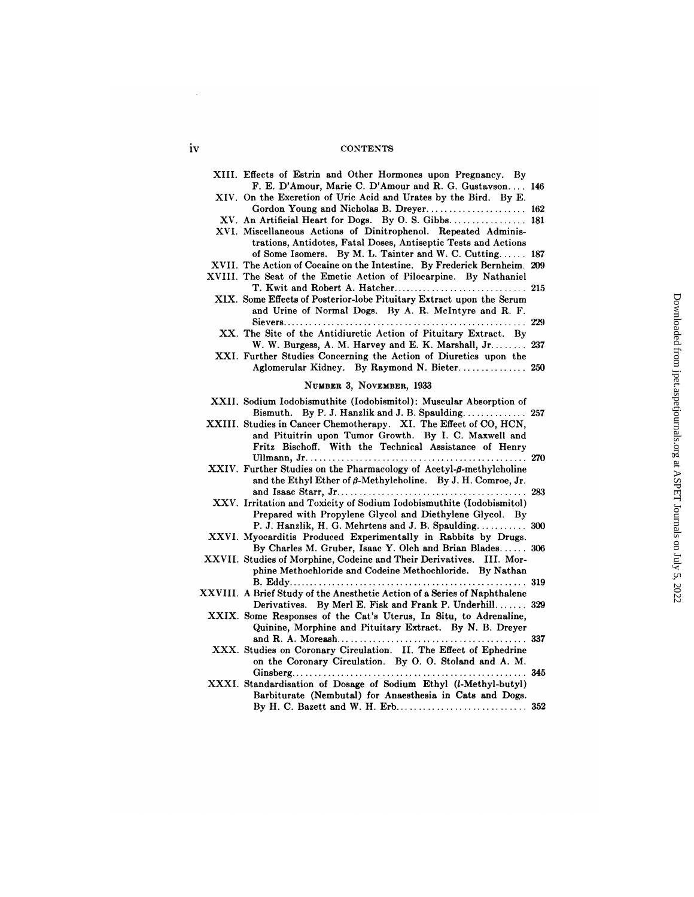XIII. Effects of Estrin and Other Hormones upon Pregnancy. By F. E. D'Amour, Marie C. D'Amour and R. G. Gustavson.... 146

XIV. On the Excretion of Uric Acid and Urates by the Bird. By E. Gordon Young and Nicholas B. Dreyer.................... 162

XV. An Artificial Heart for Dogs. By O. S. Gibbs................ 181

XVI. Miscellaneous Actions of Dinitrophenol. Repeated Administrations, Antidotes, Fatal Doses, Antiseptic Tests and Actions of Some Isomers. By M. L. Tainter and W. C. Cutting...... 187

XVII. The Action of Cocaine on the Intestine. By Frederick Bernheim. 209

XVIII. The Seat of the Emetic Action of Pilocarpine. By Nathaniel T. Kwit and Robert A. Hatcher............................ 215

XIX. Some Effects of Posterior-lobe Pituitary Extract upon the Serum and Urine of Normal Dogs. By A. R. McIntyre and R. F. Sievers.................................................... 229

XX. The Site of the Antidiuretic Action of Pituitary Extract. By W. W. Burgess, A. M. Harvey and E. K. Marshall, Jr........ 237

XXI. Further Studies Concerning the Action of Diuretics upon the Aglomerular Kidney. By Raymond N. Bieter.............. 250

## Number 3, November, 1933

XXII. Sodium Iodobismuthite (Iodobismitol): Muscular Absorption of Bismuth. By P. J. Hanzlik and J. B. Spaulding............. 257

XXIII. Studies in Cancer Chemotherapy. XI. The Effect of CO, HCN, and Pituitrin upon Tumor Growth. By I. C. Maxwell and Fritz Bischoff. With the Technical Assistance of Henry Ullmann, Jr............................................... 270

XXIV. Further Studies on the Pharmacology of Acetyl-β-methylcholine and the Ethyl Ether of β-Methylcholine. By J. H. Comroe, Jr. and Isaac Starr, Jr....................................... 283

XXV. Irritation and Toxicity of Sodium Iodobismuthite (Iodobismitol) Prepared with Propylene Glycol and Diethylene Glycol. By P. J. Hanzlik, H. G. Mehrtens and J. B. Spaulding.......... 300

XXVI. Myocarditis Produced Experimentally in Rabbits by Drugs. By Charles M. Gruber, Isaac Y. Olch and Brian Blades...... 306

XXVII. Studies of Morphine, Codeine and Their Derivatives. III. Morphine Methochloride and Codeine Methochloride. By Nathan B. Eddy.................................................. 319

XXVIII. A Brief Study of the Anesthetic Action of a Series of Naphthalene Derivatives. By Merl E. Fisk and Frank P. Underhill....... 329

XXIX. Some Responses of the Cat's Uterus, In Situ, to Adrenaline, Quinine, Morphine and Pituitary Extract. By N. B. Dreyer and R. A. Moreash......................................... 337

XXX. Studies on Coronary Circulation. II. The Effect of Ephedrine on the Coronary Circulation. By O. O. Stoland and A. M. Ginsberg.................................................. 345

XXXI. Standardisation of Dosage of Sodium Ethyl (*l*-Methyl-butyl) Barbiturate (Nembutal) for Anaesthesia in Cats and Dogs. By H. C. Bazett and W. H. Erb............................ 352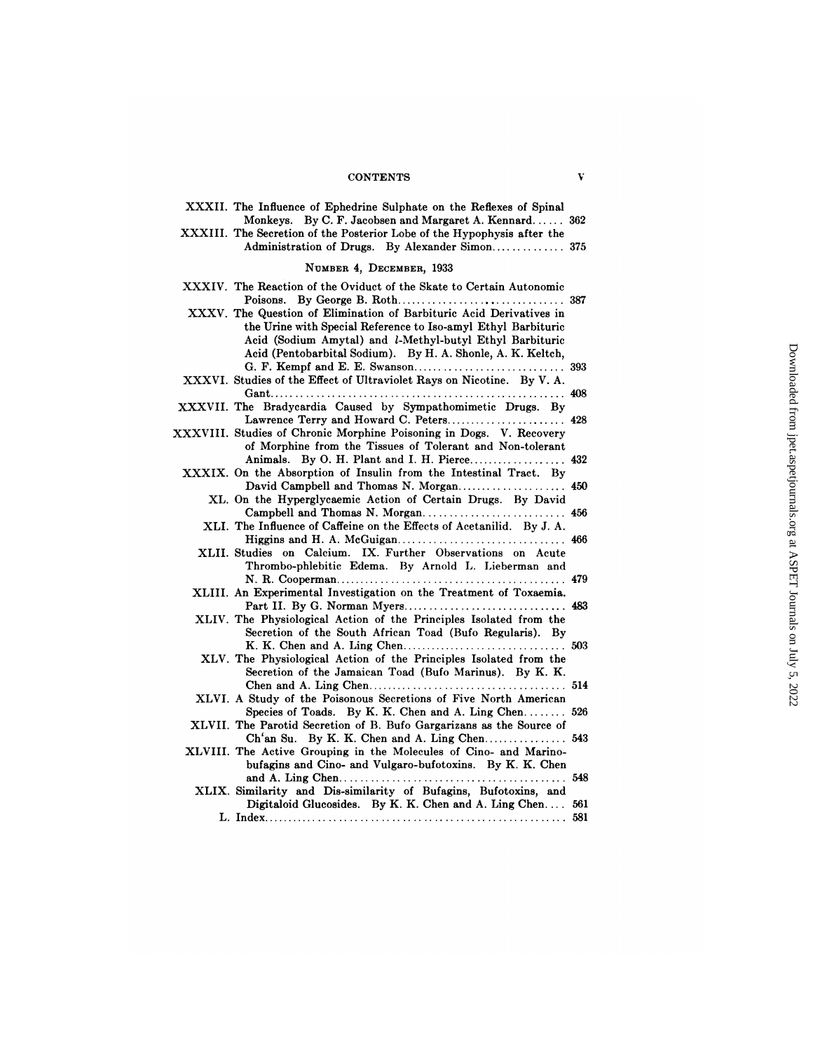XXXII. The Influence of Ephedrine Sulphate on the Reflexes of Spinal Monkeys. By C. F. Jacobsen and Margaret A. Kennard...... 362

XXXIII. The Secretion of the Posterior Lobe of the Hypophysis after the Administration of Drugs. By Alexander Simon.............. 375

## Number 4, December, 1933

XXXIV. The Reaction of the Oviduct of the Skate to Certain Autonomic Poisons. By George B. Roth.................................. 387

XXXV. The Question of Elimination of Barbituric Acid Derivatives in the Urine with Special Reference to Iso-amyl Ethyl Barbituric Acid (Sodium Amytal) and *l*-Methyl-butyl Ethyl Barbituric Acid (Pentobarbital Sodium). By H. A. Shonle, A. K. Keltch, G. F. Kempf and E. E. Swanson............................. 393

XXXVI. Studies of the Effect of Ultraviolet Rays on Nicotine. By V. A. Gant........................................................ 408

XXXVII. The Bradycardia Caused by Sympathomimetic Drugs. By Lawrence Terry and Howard C. Peters........................ 428

XXXVIII. Studies of Chronic Morphine Poisoning in Dogs. V. Recovery of Morphine from the Tissues of Tolerant and Non-tolerant Animals. By O. H. Plant and I. H. Pierce................... 432

XXXIX. On the Absorption of Insulin from the Intestinal Tract. By David Campbell and Thomas N. Morgan..................... 450

XL. On the Hyperglycaemic Action of Certain Drugs. By David Campbell and Thomas N. Morgan.......................... 456

XLI. The Influence of Caffeine on the Effects of Acetanilid. By J. A. Higgins and H. A. McGuigan................................ 466

XLII. Studies on Calcium. IX. Further Observations on Acute Thrombo-phlebitic Edema. By Arnold L. Lieberman and N. R. Cooperman........................................... 479

XLIII. An Experimental Investigation on the Treatment of Toxaemia. Part II. By G. Norman Myers.............................. 483

XLIV. The Physiological Action of the Principles Isolated from the Secretion of the South African Toad (Bufo Regularis). By K. K. Chen and A. Ling Chen.............................. 503

XLV. The Physiological Action of the Principles Isolated from the Secretion of the Jamaican Toad (Bufo Marinus). By K. K. Chen and A. Ling Chen..................................... 514

XLVI. A Study of the Poisonous Secretions of Five North American Species of Toads. By K. K. Chen and A. Ling Chen........ 526

XLVII. The Parotid Secretion of B. Bufo Gargarizans as the Source of Ch'an Su. By K. K. Chen and A. Ling Chen............... 543

XLVIII. The Active Grouping in the Molecules of Cino- and Marino-bufagins and Cino- and Vulgaro-bufotoxins. By K. K. Chen and A. Ling Chen.......................................... 548

XLIX. Similarity and Dis-similarity of Bufagins, Bufotoxins, and Digitaloid Glucosides. By K. K. Chen and A. Ling Chen.... 561

L. Index........................................................ 581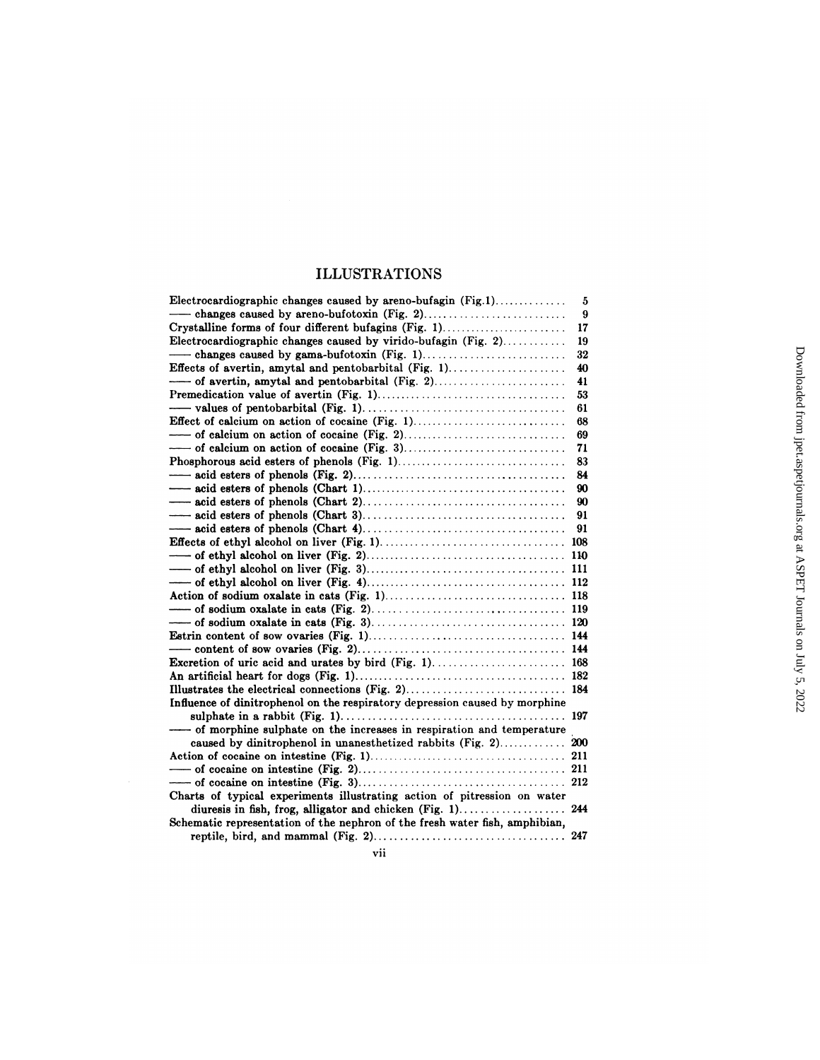# ILLUSTRATIONS

| | |
|---|---|
| Electrocardiographic changes caused by areno-bufagin (Fig.1) | 5 |
| —— changes caused by areno-bufotoxin (Fig. 2) | 9 |
| Crystalline forms of four different bufagins (Fig. 1) | 17 |
| Electrocardiographic changes caused by virido-bufagin (Fig. 2) | 19 |
| —— changes caused by gama-bufotoxin (Fig. 1) | 32 |
| Effects of avertin, amytal and pentobarbital (Fig. 1) | 40 |
| —— of avertin, amytal and pentobarbital (Fig. 2) | 41 |
| Premedication value of avertin (Fig. 1) | 53 |
| —— values of pentobarbital (Fig. 1) | 61 |
| Effect of calcium on action of cocaine (Fig. 1) | 68 |
| —— of calcium on action of cocaine (Fig. 2) | 69 |
| —— of calcium on action of cocaine (Fig. 3) | 71 |
| Phosphorous acid esters of phenols (Fig. 1) | 83 |
| —— acid esters of phenols (Fig. 2) | 84 |
| —— acid esters of phenols (Chart 1) | 90 |
| —— acid esters of phenols (Chart 2) | 90 |
| —— acid esters of phenols (Chart 3) | 91 |
| —— acid esters of phenols (Chart 4) | 91 |
| Effects of ethyl alcohol on liver (Fig. 1) | 108 |
| —— of ethyl alcohol on liver (Fig. 2) | 110 |
| —— of ethyl alcohol on liver (Fig. 3) | 111 |
| —— of ethyl alcohol on liver (Fig. 4) | 112 |
| Action of sodium oxalate in cats (Fig. 1) | 118 |
| —— of sodium oxalate in cats (Fig. 2) | 119 |
| —— of sodium oxalate in cats (Fig. 3) | 120 |
| Estrin content of sow ovaries (Fig. 1) | 144 |
| —— content of sow ovaries (Fig. 2) | 144 |
| Excretion of uric acid and urates by bird (Fig. 1) | 168 |
| An artificial heart for dogs (Fig. 1) | 182 |
| Illustrates the electrical connections (Fig. 2) | 184 |
| Influence of dinitrophenol on the respiratory depression caused by morphine sulphate in a rabbit (Fig. 1) | 197 |
| —— of morphine sulphate on the increases in respiration and temperature caused by dinitrophenol in unanesthetized rabbits (Fig. 2) | 200 |
| Action of cocaine on intestine (Fig. 1) | 211 |
| —— of cocaine on intestine (Fig. 2) | 211 |
| —— of cocaine on intestine (Fig. 3) | 212 |
| Charts of typical experiments illustrating action of pitression on water diuresis in fish, frog, alligator and chicken (Fig. 1) | 244 |
| Schematic representation of the nephron of the fresh water fish, amphibian, reptile, bird, and mammal (Fig. 2) | 247 |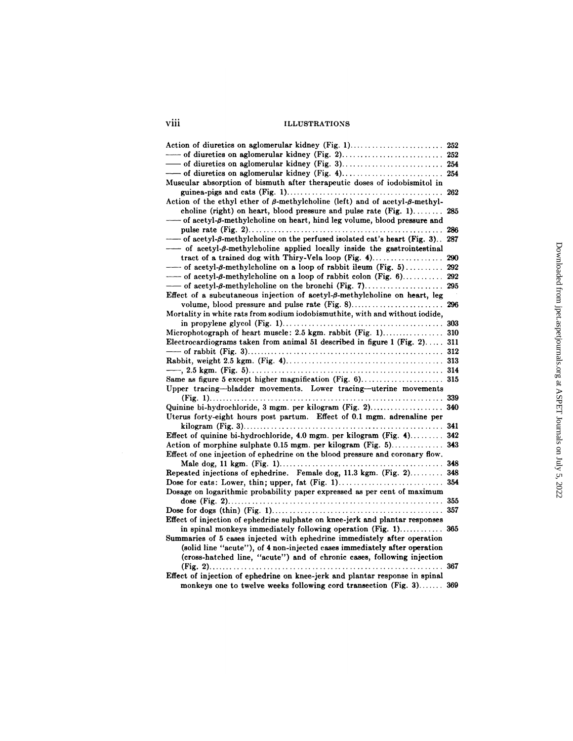# ILLUSTRATIONS

Action of diuretics on aglomerular kidney (Fig. 1).......................... 252
—— of diuretics on aglomerular kidney (Fig. 2).......................... 252
—— of diuretics on aglomerular kidney (Fig. 3).......................... 254
—— of diuretics on aglomerular kidney (Fig. 4).......................... 254
Muscular absorption of bismuth after therapeutic doses of iodobismitol in guinea-pigs and cats (Fig. 1).......................... 262
Action of the ethyl ether of $\beta$-methylcholine (left) and of acetyl-$\beta$-methylcholine (right) on heart, blood pressure and pulse rate (Fig. 1).......... 285
—— of acetyl-$\beta$-methylcholine on heart, hind leg volume, blood pressure and pulse rate (Fig. 2).......................... 286
—— of acetyl-$\beta$-methylcholine on the perfused isolated cat's heart (Fig. 3).. 287
—— of acetyl-$\beta$-methylcholine applied locally inside the gastrointestinal tract of a trained dog with Thiry-Vela loop (Fig. 4).......................... 290
—— of acetyl-$\beta$-methylcholine on a loop of rabbit ileum (Fig. 5).......... 292
—— of acetyl-$\beta$-methylcholine on a loop of rabbit colon (Fig. 6).......... 292
—— of acetyl-$\beta$-methylcholine on the bronchi (Fig. 7).......................... 295
Effect of a subcutaneous injection of acetyl-$\beta$-methylcholine on heart, leg volume, blood pressure and pulse rate (Fig. 8).......................... 296
Mortality in white rats from sodium iodobismuthite, with and without iodide, in propylene glycol (Fig. 1).......................... 303
Microphotograph of heart muscle: 2.5 kgm. rabbit (Fig. 1).......................... 310
Electrocardiograms taken from animal 51 described in figure 1 (Fig. 2)..... 311
—— of rabbit (Fig. 3).......................... 312
Rabbit, weight 2.5 kgm. (Fig. 4).......................... 313
——, 2.5 kgm. (Fig. 5).......................... 314
Same as figure 5 except higher magnification (Fig. 6).......................... 315
Upper tracing—bladder movements. Lower tracing—uterine movements (Fig. 1).......................... 339
Quinine bi-hydrochloride, 3 mgm. per kilogram (Fig. 2).......................... 340
Uterus forty-eight hours post partum. Effect of 0.1 mgm. adrenaline per kilogram (Fig. 3).......................... 341
Effect of quinine bi-hydrochloride, 4.0 mgm. per kilogram (Fig. 4).......... 342
Action of morphine sulphate 0.15 mgm. per kilogram (Fig. 5).......... 343
Effect of one injection of ephedrine on the blood pressure and coronary flow. Male dog, 11 kgm. (Fig. 1).......................... 348
Repeated injections of ephedrine. Female dog, 11.3 kgm. (Fig. 2).......... 348
Dose for cats: Lower, thin; upper, fat (Fig. 1).......................... 354
Dosage on logarithmic probability paper expressed as per cent of maximum dose (Fig. 2).......................... 355
Dose for dogs (thin) (Fig. 1).......................... 357
Effect of injection of ephedrine sulphate on knee-jerk and plantar responses in spinal monkeys immediately following operation (Fig. 1).......... 365
Summaries of 5 cases injected with ephedrine immediately after operation (solid line "acute"), of 4 non-injected cases immediately after operation (cross-hatched line, "acute") and of chronic cases, following injection (Fig. 2).......................... 367
Effect of injection of ephedrine on knee-jerk and plantar response in spinal monkeys one to twelve weeks following cord transection (Fig. 3)....... 369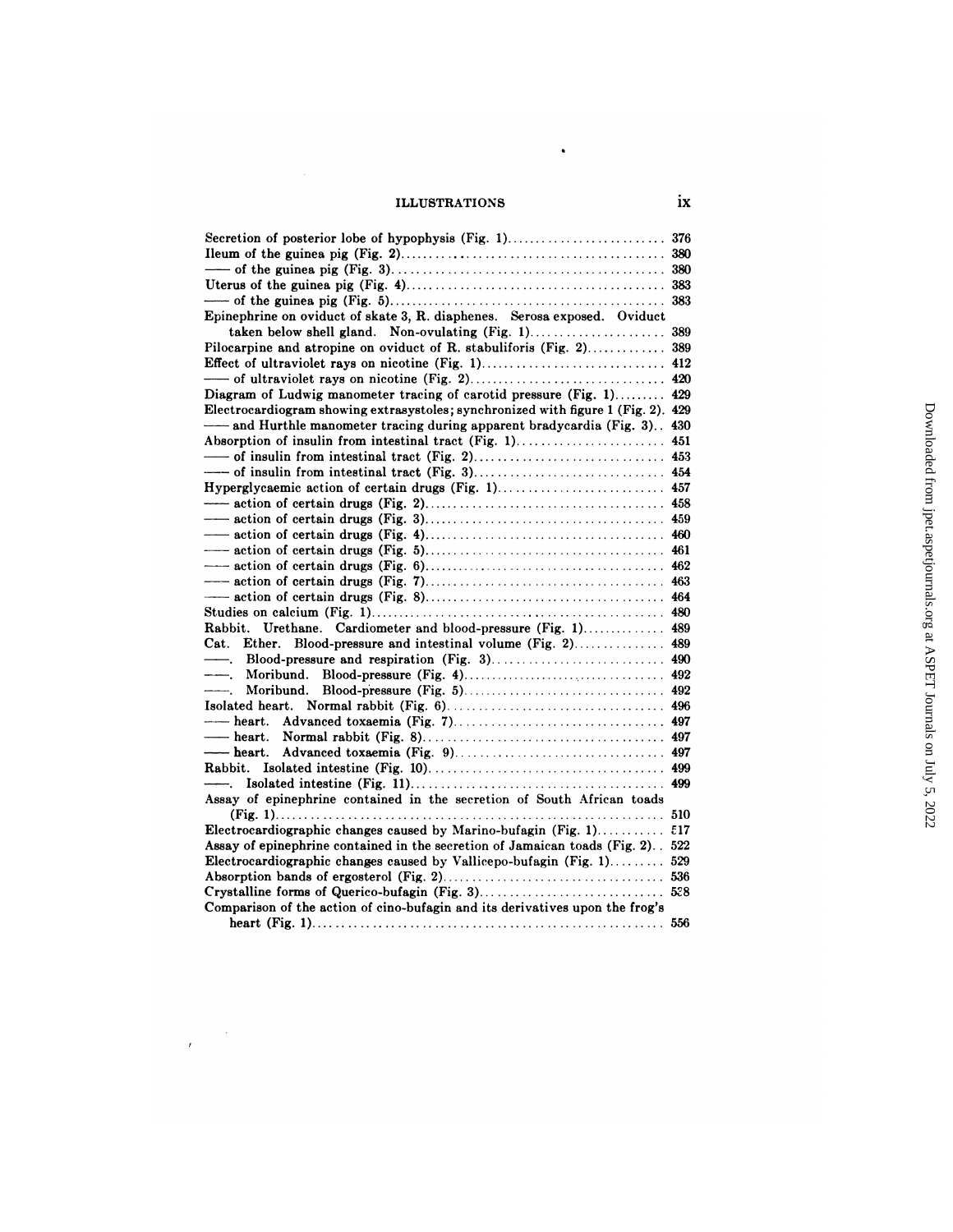Secretion of posterior lobe of hypophysis (Fig. 1) .......... 376
Ileum of the guinea pig (Fig. 2) .......... 380
—— of the guinea pig (Fig. 3) .......... 380
Uterus of the guinea pig (Fig. 4) .......... 383
—— of the guinea pig (Fig. 5) .......... 383
Epinephrine on oviduct of skate 3, R. diaphenes. Serosa exposed. Oviduct taken below shell gland. Non-ovulating (Fig. 1) .......... 389
Pilocarpine and atropine on oviduct of R. stabuliforis (Fig. 2) .......... 389
Effect of ultraviolet rays on nicotine (Fig. 1) .......... 412
—— of ultraviolet rays on nicotine (Fig. 2) .......... 420
Diagram of Ludwig manometer tracing of carotid pressure (Fig. 1) .......... 429
Electrocardiogram showing extrasystoles; synchronized with figure 1 (Fig. 2). 429
—— and Hurthle manometer tracing during apparent bradycardia (Fig. 3) .. 430
Absorption of insulin from intestinal tract (Fig. 1) .......... 451
—— of insulin from intestinal tract (Fig. 2) .......... 453
—— of insulin from intestinal tract (Fig. 3) .......... 454
Hyperglycaemic action of certain drugs (Fig. 1) .......... 457
—— action of certain drugs (Fig. 2) .......... 458
—— action of certain drugs (Fig. 3) .......... 459
—— action of certain drugs (Fig. 4) .......... 460
—— action of certain drugs (Fig. 5) .......... 461
—— action of certain drugs (Fig. 6) .......... 462
—— action of certain drugs (Fig. 7) .......... 463
—— action of certain drugs (Fig. 8) .......... 464
Studies on calcium (Fig. 1) .......... 480
Rabbit. Urethane. Cardiometer and blood-pressure (Fig. 1) .......... 489
Cat. Ether. Blood-pressure and intestinal volume (Fig. 2) .......... 489
——. Blood-pressure and respiration (Fig. 3) .......... 490
——. Moribund. Blood-pressure (Fig. 4) .......... 492
——. Moribund. Blood-pressure (Fig. 5) .......... 492
Isolated heart. Normal rabbit (Fig. 6) .......... 496
—— heart. Advanced toxaemia (Fig. 7) .......... 497
—— heart. Normal rabbit (Fig. 8) .......... 497
—— heart. Advanced toxaemia (Fig. 9) .......... 497
Rabbit. Isolated intestine (Fig. 10) .......... 499
——. Isolated intestine (Fig. 11) .......... 499
Assay of epinephrine contained in the secretion of South African toads (Fig. 1) .......... 510
Electrocardiographic changes caused by Marino-bufagin (Fig. 1) .......... 517
Assay of epinephrine contained in the secretion of Jamaican toads (Fig. 2) .. 522
Electrocardiographic changes caused by Vallicepo-bufagin (Fig. 1) .......... 529
Absorption bands of ergosterol (Fig. 2) .......... 536
Crystalline forms of Querico-bufagin (Fig. 3) .......... 538
Comparison of the action of cino-bufagin and its derivatives upon the frog's heart (Fig. 1) .......... 556